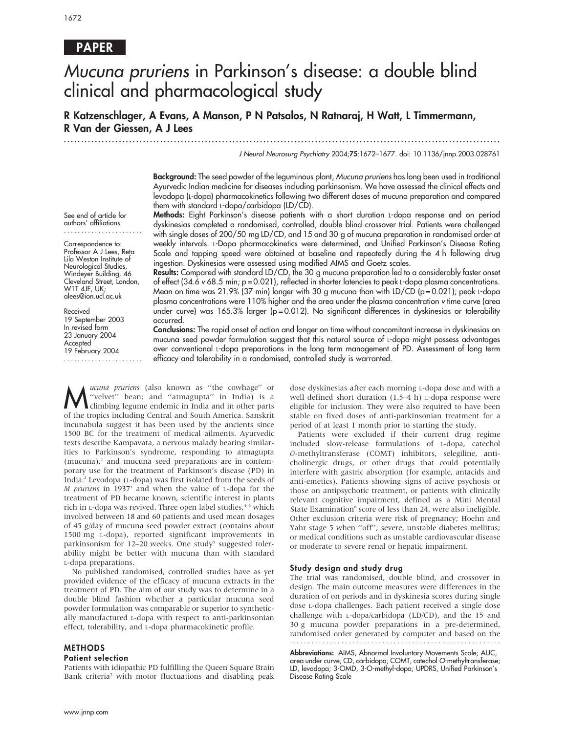PAPER

# *Mucuna pruriens* in Parkinson's disease: a double blind clinical and pharmacological study

**R Katzenschlager, A Evans, A Manson, P N Patsalos, N Ratnaraj, H Watt, L Timmermann, R Van der Giessen, A J Lees**

J Neurol Neurosurg Psychiatry 2004;**75**:1672–1677. doi: 10.1136/jnnp.2003.028761

See end of article for authors' affiliations

Correspondence to: Professor A J Lees, Reta Lila Weston Institute of Neurological Studies, Windeyer Building, 46 Cleveland Street, London, W1T 4JF, UK; alees@ion.ucl.ac.uk

Received 19 September 2003
In revised form 23 January 2004
Accepted 19 February 2004

**Background:** The seed powder of the leguminous plant, *Mucuna pruriens* has long been used in traditional Ayurvedic Indian medicine for diseases including parkinsonism. We have assessed the clinical effects and levodopa (L-dopa) pharmacokinetics following two different doses of mucuna preparation and compared them with standard L-dopa/carbidopa (LD/CD).

**Methods:** Eight Parkinson's disease patients with a short duration L-dopa response and on period dyskinesias completed a randomised, controlled, double blind crossover trial. Patients were challenged with single doses of 200/50 mg LD/CD, and 15 and 30 g of mucuna preparation in randomised order at weekly intervals. L-Dopa pharmacokinetics were determined, and Unified Parkinson's Disease Rating Scale and tapping speed were obtained at baseline and repeatedly during the 4 h following drug ingestion. Dyskinesias were assessed using modified AIMS and Goetz scales.

**Results:** Compared with standard LD/CD, the 30 g mucuna preparation led to a considerably faster onset of effect (34.6 *v* 68.5 min; p = 0.021), reflected in shorter latencies to peak L-dopa plasma concentrations. Mean on time was 21.9% (37 min) longer with 30 g mucuna than with LD/CD (p = 0.021); peak L-dopa plasma concentrations were 110% higher and the area under the plasma concentration *v* time curve (area under curve) was 165.3% larger (p = 0.012). No significant differences in dyskinesias or tolerability occurred.

**Conclusions:** The rapid onset of action and longer on time without concomitant increase in dyskinesias on mucuna seed powder formulation suggest that this natural source of L-dopa might possess advantages over conventional L-dopa preparations in the long term management of PD. Assessment of long term efficacy and tolerability in a randomised, controlled study is warranted.

*Mucuna pruriens* (also known as "the cowhage" or "velvet" bean; and "atmagupta" in India) is a climbing legume endemic in India and in other parts of the tropics including Central and South America. Sanskrit incunabula suggest it has been used by the ancients since 1500 BC for the treatment of medical ailments. Ayurvedic texts describe Kampavata, a nervous malady bearing similarities to Parkinson's syndrome, responding to atmagupta (mucuna),[1] and mucuna seed preparations are in contemporary use for the treatment of Parkinson's disease (PD) in India.[2] Levodopa (L-dopa) was first isolated from the seeds of *M pruriens* in 1937[3] and when the value of L-dopa for the treatment of PD became known, scientific interest in plants rich in L-dopa was revived. Three open label studies,[4–6] which involved between 18 and 60 patients and used mean dosages of 45 g/day of mucuna seed powder extract (contains about 1500 mg L-dopa), reported significant improvements in parkinsonism for 12–20 weeks. One study[5] suggested tolerability might be better with mucuna than with standard L-dopa preparations.

No published randomised, controlled studies have as yet provided evidence of the efficacy of mucuna extracts in the treatment of PD. The aim of our study was to determine in a double blind fashion whether a particular mucuna seed powder formulation was comparable or superior to synthetically manufactured L-dopa with respect to anti-parkinsonian effect, tolerability, and L-dopa pharmacokinetic profile.

## METHODS

### Patient selection

Patients with idiopathic PD fulfilling the Queen Square Brain Bank criteria[7] with motor fluctuations and disabling peak dose dyskinesias after each morning L-dopa dose and with a well defined short duration (1.5–4 h) L-dopa response were eligible for inclusion. They were also required to have been stable on fixed doses of anti-parkinsonian treatment for a period of at least 1 month prior to starting the study.

Patients were excluded if their current drug regime included slow-release formulations of L-dopa, catechol *O*-methyltransferase (COMT) inhibitors, selegiline, anticholinergic drugs, or other drugs that could potentially interfere with gastric absorption (for example, antacids and anti-emetics). Patients showing signs of active psychosis or those on antipsychotic treatment, or patients with clinically relevant cognitive impairment, defined as a Mini Mental State Examination[8] score of less than 24, were also ineligible. Other exclusion criteria were risk of pregnancy; Hoehn and Yahr stage 5 when "off"; severe, unstable diabetes mellitus; or medical conditions such as unstable cardiovascular disease or moderate to severe renal or hepatic impairment.

### Study design and study drug

The trial was randomised, double blind, and crossover in design. The main outcome measures were differences in the duration of on periods and in dyskinesia scores during single dose L-dopa challenges. Each patient received a single dose challenge with L-dopa/carbidopa (LD/CD), and the 15 and 30 g mucuna powder preparations in a pre-determined, randomised order generated by computer and based on the

**Abbreviations:** AIMS, Abnormal Involuntary Movements Scale; AUC, area under curve; CD, carbidopa; COMT, catechol *O*-methyltransferase; LD, levodopa; 3-OMD, 3-*O*-methyl-dopa; UPDRS, Unified Parkinson's Disease Rating Scale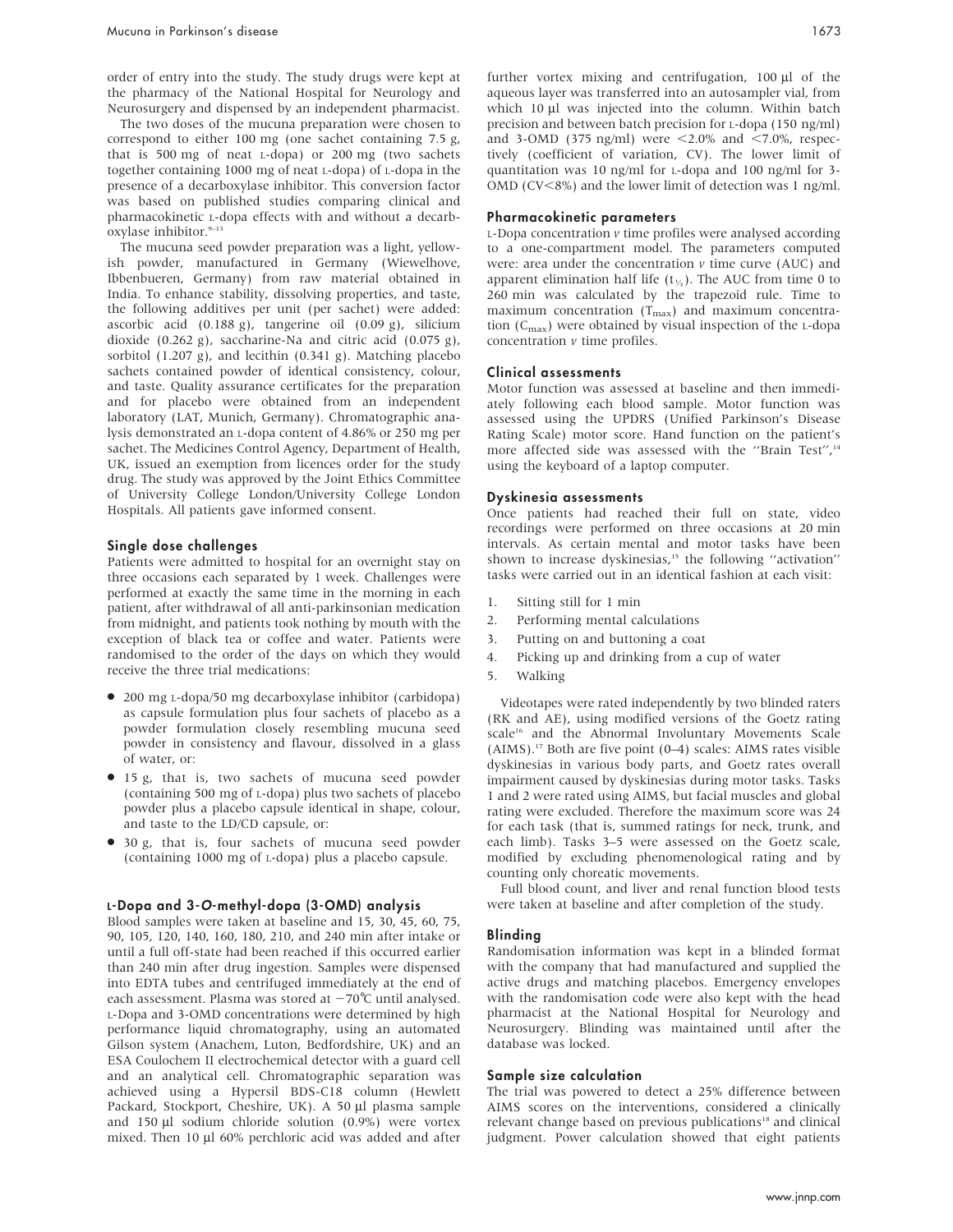order of entry into the study. The study drugs were kept at the pharmacy of the National Hospital for Neurology and Neurosurgery and dispensed by an independent pharmacist.

The two doses of the mucuna preparation were chosen to correspond to either 100 mg (one sachet containing 7.5 g, that is 500 mg of neat L-dopa) or 200 mg (two sachets together containing 1000 mg of neat L-dopa) of L-dopa in the presence of a decarboxylase inhibitor. This conversion factor was based on published studies comparing clinical and pharmacokinetic L-dopa effects with and without a decarboxylase inhibitor.[9–13]

The mucuna seed powder preparation was a light, yellowish powder, manufactured in Germany (Wiewelhove, Ibbenbueren, Germany) from raw material obtained in India. To enhance stability, dissolving properties, and taste, the following additives per unit (per sachet) were added: ascorbic acid (0.188 g), tangerine oil (0.09 g), silicium dioxide (0.262 g), saccharine-Na and citric acid (0.075 g), sorbitol (1.207 g), and lecithin (0.341 g). Matching placebo sachets contained powder of identical consistency, colour, and taste. Quality assurance certificates for the preparation and for placebo were obtained from an independent laboratory (LAT, Munich, Germany). Chromatographic analysis demonstrated an L-dopa content of 4.86% or 250 mg per sachet. The Medicines Control Agency, Department of Health, UK, issued an exemption from licences order for this study drug. The study was approved by the Joint Ethics Committee of University College London/University College London Hospitals. All patients gave informed consent.

### Single dose challenges

Patients were admitted to hospital for an overnight stay on three occasions each separated by 1 week. Challenges were performed at exactly the same time in the morning in each patient, after withdrawal of all anti-parkinsonian medication from midnight, and patients took nothing by mouth with the exception of black tea or coffee and water. Patients were randomised to the order of the days on which they would receive the three trial medications:

- 200 mg L-dopa/50 mg decarboxylase inhibitor (carbidopa) as capsule formulation plus four sachets of placebo as a powder formulation closely resembling mucuna seed powder in consistency and flavour, dissolved in a glass of water, or:
- 15 g, that is, two sachets of mucuna seed powder (containing 500 mg of L-dopa) plus two sachets of placebo powder plus a placebo capsule identical in shape, colour, and taste to the LD/CD capsule, or:
- 30 g, that is, four sachets of mucuna seed powder (containing 1000 mg of L-dopa) plus a placebo capsule.

### L-Dopa and 3-*O*-methyl-dopa (3-OMD) analysis

Blood samples were taken at baseline and 15, 30, 45, 60, 75, 90, 105, 120, 140, 160, 180, 210, and 240 min after intake or until a full off-state had been reached if this occurred earlier than 240 min after drug ingestion. Samples were dispensed into EDTA tubes and centrifuged immediately at the end of each assessment. Plasma was stored at −70°C until analysed. L-Dopa and 3-OMD concentrations were determined by high performance liquid chromatography, using an automated Gilson system (Anachem, Luton, Bedfordshire, UK) and an ESA Coulochem II electrochemical detector with a guard cell and an analytical cell. Chromatographic separation was achieved using a Hypersil BDS-C18 column (Hewlett Packard, Stockport, Cheshire, UK). A 50 µl plasma sample and 150 µl sodium chloride solution (0.9%) were vortex mixed. Then 10 µl 60% perchloric acid was added and after further vortex mixing and centrifugation, 100 µl of the aqueous layer was transferred into an autosampler vial, from which 10 µl was injected into the column. Within batch precision and between batch precision for L-dopa (150 ng/ml) and 3-OMD (375 ng/ml) were <2.0% and <7.0%, respectively (coefficient of variation, CV). The lower limit of quantitation was 10 ng/ml for L-dopa and 100 ng/ml for 3-OMD (CV<8%) and the lower limit of detection was 1 ng/ml.

### Pharmacokinetic parameters

L-Dopa concentration *v* time profiles were analysed according to a one-compartment model. The parameters computed were: area under the concentration *v* time curve (AUC) and apparent elimination half life ($t_{1/2}$). The AUC from time 0 to 260 min was calculated by the trapezoid rule. Time to maximum concentration ($T_{max}$) and maximum concentration ($C_{max}$) were obtained by visual inspection of the L-dopa concentration *v* time profiles.

### Clinical assessments

Motor function was assessed at baseline and then immediately following each blood sample. Motor function was assessed using the UPDRS (Unified Parkinson's Disease Rating Scale) motor score. Hand function on the patient's more affected side was assessed with the "Brain Test",[14] using the keyboard of a laptop computer.

### Dyskinesia assessments

Once patients had reached their full on state, video recordings were performed on three occasions at 20 min intervals. As certain mental and motor tasks have been shown to increase dyskinesias,[15] the following "activation" tasks were carried out in an identical fashion at each visit:

1. Sitting still for 1 min
2. Performing mental calculations
3. Putting on and buttoning a coat
4. Picking up and drinking from a cup of water
5. Walking

Videotapes were rated independently by two blinded raters (RK and AE), using modified versions of the Goetz rating scale[16] and the Abnormal Involuntary Movements Scale (AIMS).[17] Both are five point (0–4) scales: AIMS rates visible dyskinesias in various body parts, and Goetz rates overall impairment caused by dyskinesias during motor tasks. Tasks 1 and 2 were rated using AIMS, but facial muscles and global rating were excluded. Therefore the maximum score was 24 for each task (that is, summed ratings for neck, trunk, and each limb). Tasks 3–5 were assessed on the Goetz scale, modified by excluding phenomenological rating and by counting only choreatic movements.

Full blood count, and liver and renal function blood tests were taken at baseline and after completion of the study.

### Blinding

Randomisation information was kept in a blinded format with the company that had manufactured and supplied the active drugs and matching placebos. Emergency envelopes with the randomisation code were also kept with the head pharmacist at the National Hospital for Neurology and Neurosurgery. Blinding was maintained until after the database was locked.

### Sample size calculation

The trial was powered to detect a 25% difference between AIMS scores on the interventions, considered a clinically relevant change based on previous publications[18] and clinical judgment. Power calculation showed that eight patients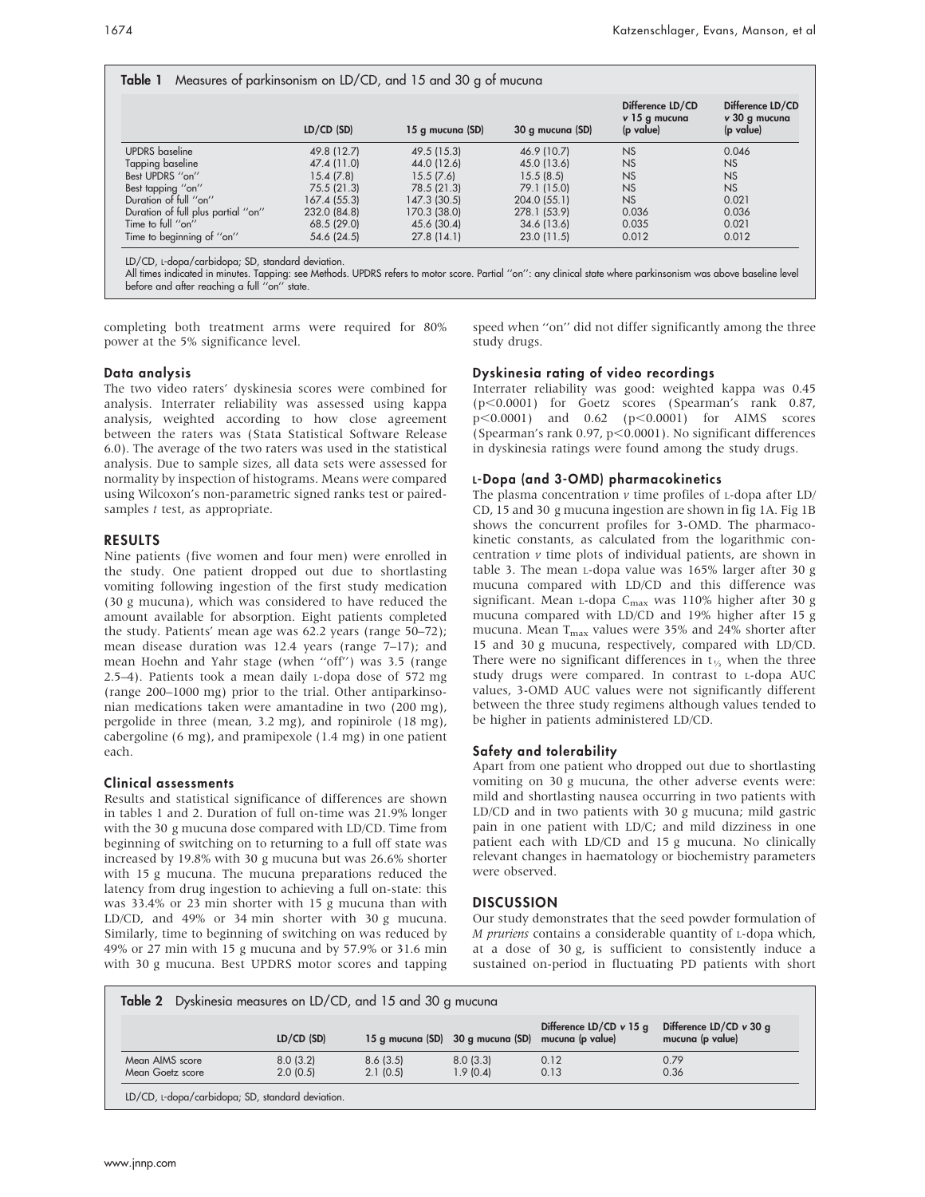**Table 1** Measures of parkinsonism on LD/CD, and 15 and 30 g of mucuna

| | LD/CD (SD) | 15 g mucuna (SD) | 30 g mucuna (SD) | Difference LD/CD v 15 g mucuna (p value) | Difference LD/CD v 30 g mucuna (p value) |
|---|---|---|---|---|---|
| UPDRS baseline | 49.8 (12.7) | 49.5 (15.3) | 46.9 (10.7) | NS | 0.046 |
| Tapping baseline | 47.4 (11.0) | 44.0 (12.6) | 45.0 (13.6) | NS | NS |
| Best UPDRS "on" | 15.4 (7.8) | 15.5 (7.6) | 15.5 (8.5) | NS | NS |
| Best tapping "on" | 75.5 (21.3) | 78.5 (21.3) | 79.1 (15.0) | NS | NS |
| Duration of full "on" | 167.4 (55.3) | 147.3 (30.5) | 204.0 (55.1) | NS | 0.021 |
| Duration of full plus partial "on" | 232.0 (84.8) | 170.3 (38.0) | 278.1 (53.9) | 0.036 | 0.036 |
| Time to full "on" | 68.5 (29.0) | 45.6 (30.4) | 34.6 (13.6) | 0.035 | 0.021 |
| Time to beginning of "on" | 54.6 (24.5) | 27.8 (14.1) | 23.0 (11.5) | 0.012 | 0.012 |

LD/CD, L-dopa/carbidopa; SD, standard deviation.
All times indicated in minutes. Tapping: see Methods. UPDRS refers to motor score. Partial "on": any clinical state where parkinsonism was above baseline level before and after reaching a full "on" state.

completing both treatment arms were required for 80% power at the 5% significance level.

### Data analysis

The two video raters' dyskinesia scores were combined for analysis. Interrater reliability was assessed using kappa analysis, weighted according to how close agreement between the raters was (Stata Statistical Software Release 6.0). The average of the two raters was used in the statistical analysis. Due to sample sizes, all data sets were assessed for normality by inspection of histograms. Means were compared using Wilcoxon's non-parametric signed ranks test or paired-samples *t* test, as appropriate.

## RESULTS

Nine patients (five women and four men) were enrolled in the study. One patient dropped out due to shortlasting vomiting following ingestion of the first study medication (30 g mucuna), which was considered to have reduced the amount available for absorption. Eight patients completed the study. Patients' mean age was 62.2 years (range 50–72); mean disease duration was 12.4 years (range 7–17); and mean Hoehn and Yahr stage (when "off") was 3.5 (range 2.5–4). Patients took a mean daily L-dopa dose of 572 mg (range 200–1000 mg) prior to the trial. Other antiparkinsonian medications taken were amantadine in two (200 mg), pergolide in three (mean, 3.2 mg), and ropinirole (18 mg), cabergoline (6 mg), and pramipexole (1.4 mg) in one patient each.

### Clinical assessments

Results and statistical significance of differences are shown in tables 1 and 2. Duration of full on-time was 21.9% longer with the 30 g mucuna dose compared with LD/CD. Time from beginning of switching on to returning to a full off state was increased by 19.8% with 30 g mucuna but was 26.6% shorter with 15 g mucuna. The mucuna preparations reduced the latency from drug ingestion to achieving a full on-state: this was 33.4% or 23 min shorter with 15 g mucuna than with LD/CD, and 49% or 34 min shorter with 30 g mucuna. Similarly, time to beginning of switching on was reduced by 49% or 27 min with 15 g mucuna and by 57.9% or 31.6 min with 30 g mucuna. Best UPDRS motor scores and tapping speed when "on" did not differ significantly among the three study drugs.

### Dyskinesia rating of video recordings

Interrater reliability was good: weighted kappa was 0.45 ($p<0.0001$) for Goetz scores (Spearman's rank 0.87, $p<0.0001$) and 0.62 ($p<0.0001$) for AIMS scores (Spearman's rank 0.97, $p<0.0001$). No significant differences in dyskinesia ratings were found among the study drugs.

### L-Dopa (and 3-OMD) pharmacokinetics

The plasma concentration *v* time profiles of L-dopa after LD/CD, 15 and 30 g mucuna ingestion are shown in fig 1A. Fig 1B shows the concurrent profiles for 3-OMD. The pharmacokinetic constants, as calculated from the logarithmic concentration *v* time plots of individual patients, are shown in table 3. The mean L-dopa value was 165% larger after 30 g mucuna compared with LD/CD and this difference was significant. Mean L-dopa $C_{max}$ was 110% higher after 30 g mucuna compared with LD/CD and 19% higher after 15 g mucuna. Mean $T_{max}$ values were 35% and 24% shorter after 15 and 30 g mucuna, respectively, compared with LD/CD. There were no significant differences in $t_{½}$ when the three study drugs were compared. In contrast to L-dopa AUC values, 3-OMD AUC values were not significantly different between the three study regimens although values tended to be higher in patients administered LD/CD.

### Safety and tolerability

Apart from one patient who dropped out due to shortlasting vomiting on 30 g mucuna, the other adverse events were: mild and shortlasting nausea occurring in two patients with LD/CD and in two patients with 30 g mucuna; mild gastric pain in one patient with LD/C; and mild dizziness in one patient each with LD/CD and 15 g mucuna. No clinically relevant changes in haematology or biochemistry parameters were observed.

## DISCUSSION

Our study demonstrates that the seed powder formulation of *M pruriens* contains a considerable quantity of L-dopa which, at a dose of 30 g, is sufficient to consistently induce a sustained on-period in fluctuating PD patients with short

**Table 2** Dyskinesia measures on LD/CD, and 15 and 30 g mucuna

| | LD/CD (SD) | 15 g mucuna (SD) | 30 g mucuna (SD) | Difference LD/CD v 15 g mucuna (p value) | Difference LD/CD v 30 g mucuna (p value) |
|---|---|---|---|---|---|
| Mean AIMS score | 8.0 (3.2) | 8.6 (3.5) | 8.0 (3.3) | 0.12 | 0.79 |
| Mean Goetz score | 2.0 (0.5) | 2.1 (0.5) | 1.9 (0.4) | 0.13 | 0.36 |

LD/CD, L-dopa/carbidopa; SD, standard deviation.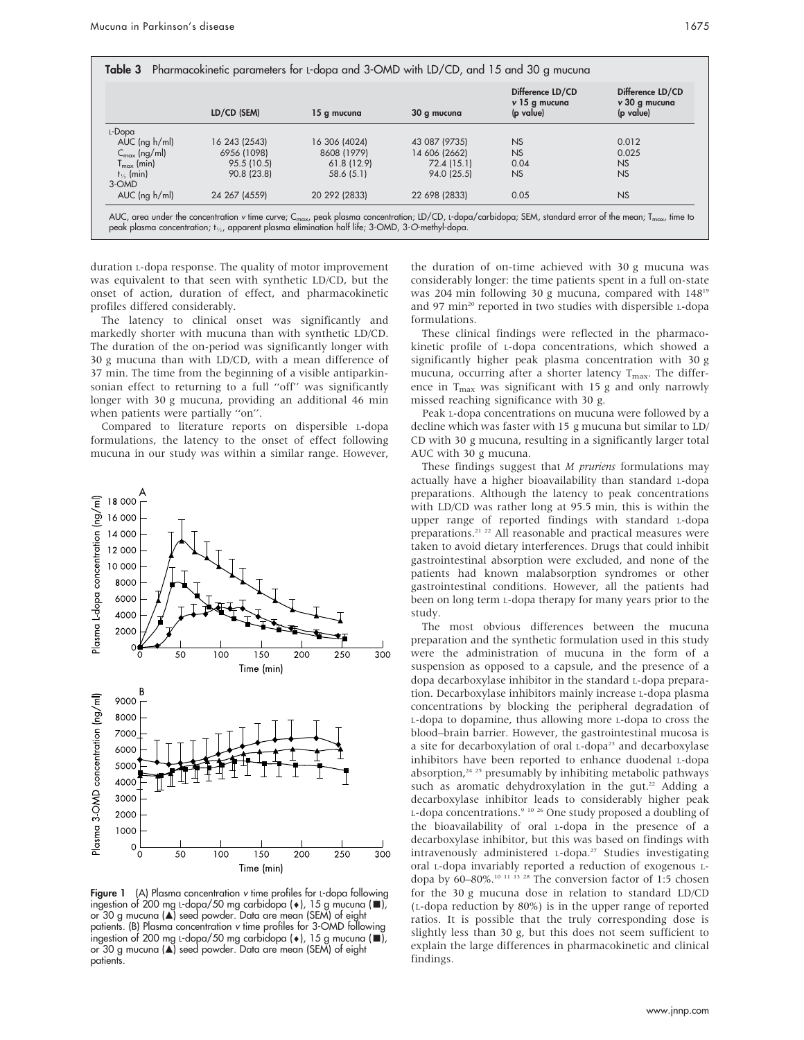**Table 3** Pharmacokinetic parameters for L-dopa and 3-OMD with LD/CD, and 15 and 30 g mucuna

| | LD/CD (SEM) | 15 g mucuna | 30 g mucuna | Difference LD/CD v 15 g mucuna (p value) | Difference LD/CD v 30 g mucuna (p value) |
|---|---|---|---|---|---|
| L-Dopa | | | | | |
| AUC (ng h/ml) | 16 243 (2543) | 16 306 (4024) | 43 087 (9735) | NS | 0.012 |
| $C_{max}$ (ng/ml) | 6956 (1098) | 8608 (1979) | 14 606 (2662) | NS | 0.025 |
| $T_{max}$ (min) | 95.5 (10.5) | 61.8 (12.9) | 72.4 (15.1) | 0.04 | NS |
| $t_{1/2}$ (min) | 90.8 (23.8) | 58.6 (5.1) | 94.0 (25.5) | NS | NS |
| 3-OMD | | | | | |
| AUC (ng h/ml) | 24 267 (4559) | 20 292 (2833) | 22 698 (2833) | 0.05 | NS |

AUC, area under the concentration v time curve; $C_{max}$, peak plasma concentration; LD/CD, L-dopa/carbidopa; SEM, standard error of the mean; $T_{max}$, time to peak plasma concentration; $t_{1/2}$, apparent plasma elimination half life; 3-OMD, 3-O-methyl-dopa.

duration L-dopa response. The quality of motor improvement was equivalent to that seen with synthetic LD/CD, but the onset of action, duration of effect, and pharmacokinetic profiles differed considerably.

The latency to clinical onset was significantly and markedly shorter with mucuna than with synthetic LD/CD. The duration of the on-period was significantly longer with 30 g mucuna than with LD/CD, with a mean difference of 37 min. The time from the beginning of a visible antiparkinsonian effect to returning to a full "off" was significantly longer with 30 g mucuna, providing an additional 46 min when patients were partially "on".

Compared to literature reports on dispersible L-dopa formulations, the latency to the onset of effect following mucuna in our study was within a similar range. However,

**Figure 1** (A) Plasma concentration v time profiles for L-dopa following ingestion of 200 mg L-dopa/50 mg carbidopa (♦), 15 g mucuna (■), or 30 g mucuna (▲) seed powder. Data are mean (SEM) of eight patients. (B) Plasma concentration v time profiles for 3-OMD following ingestion of 200 mg L-dopa/50 mg carbidopa (♦), 15 g mucuna (■), or 30 g mucuna (▲) seed powder. Data are mean (SEM) of eight patients.

the duration of on-time achieved with 30 g mucuna was considerably longer: the time patients spent in a full on-state was 204 min following 30 g mucuna, compared with 148[19] and 97 min[20] reported in two studies with dispersible L-dopa formulations.

These clinical findings were reflected in the pharmacokinetic profile of L-dopa concentrations, which showed a significantly higher peak plasma concentration with 30 g mucuna, occurring after a shorter latency $T_{max}$. The difference in $T_{max}$ was significant with 15 g and only narrowly missed reaching significance with 30 g.

Peak L-dopa concentrations on mucuna were followed by a decline which was faster with 15 g mucuna but similar to LD/CD with 30 g mucuna, resulting in a significantly larger total AUC with 30 g mucuna.

These findings suggest that *M pruriens* formulations may actually have a higher bioavailability than standard L-dopa preparations. Although the latency to peak concentrations with LD/CD was rather long at 95.5 min, this is within the upper range of reported findings with standard L-dopa preparations.[21 22] All reasonable and practical measures were taken to avoid dietary interferences. Drugs that could inhibit gastrointestinal absorption were excluded, and none of the patients had known malabsorption syndromes or other gastrointestinal conditions. However, all the patients had been on long term L-dopa therapy for many years prior to the study.

The most obvious differences between the mucuna preparation and the synthetic formulation used in this study were the administration of mucuna in the form of a suspension as opposed to a capsule, and the presence of a dopa decarboxylase inhibitor in the standard L-dopa preparation. Decarboxylase inhibitors mainly increase L-dopa plasma concentrations by blocking the peripheral degradation of L-dopa to dopamine, thus allowing more L-dopa to cross the blood–brain barrier. However, the gastrointestinal mucosa is a site for decarboxylation of oral L-dopa[23] and decarboxylase inhibitors have been reported to enhance duodenal L-dopa absorption,[24 25] presumably by inhibiting metabolic pathways such as aromatic dehydroxylation in the gut.[22] Adding a decarboxylase inhibitor leads to considerably higher peak L-dopa concentrations.[9 10 26] One study proposed a doubling of the bioavailability of oral L-dopa in the presence of a decarboxylase inhibitor, but this was based on findings with intravenously administered L-dopa.[27] Studies investigating oral L-dopa invariably reported a reduction of exogenous L-dopa by 60–80%.[10 11 13 28] The conversion factor of 1:5 chosen for the 30 g mucuna dose in relation to standard LD/CD (L-dopa reduction by 80%) is in the upper range of reported ratios. It is possible that the truly corresponding dose is slightly less than 30 g, but this does not seem sufficient to explain the large differences in pharmacokinetic and clinical findings.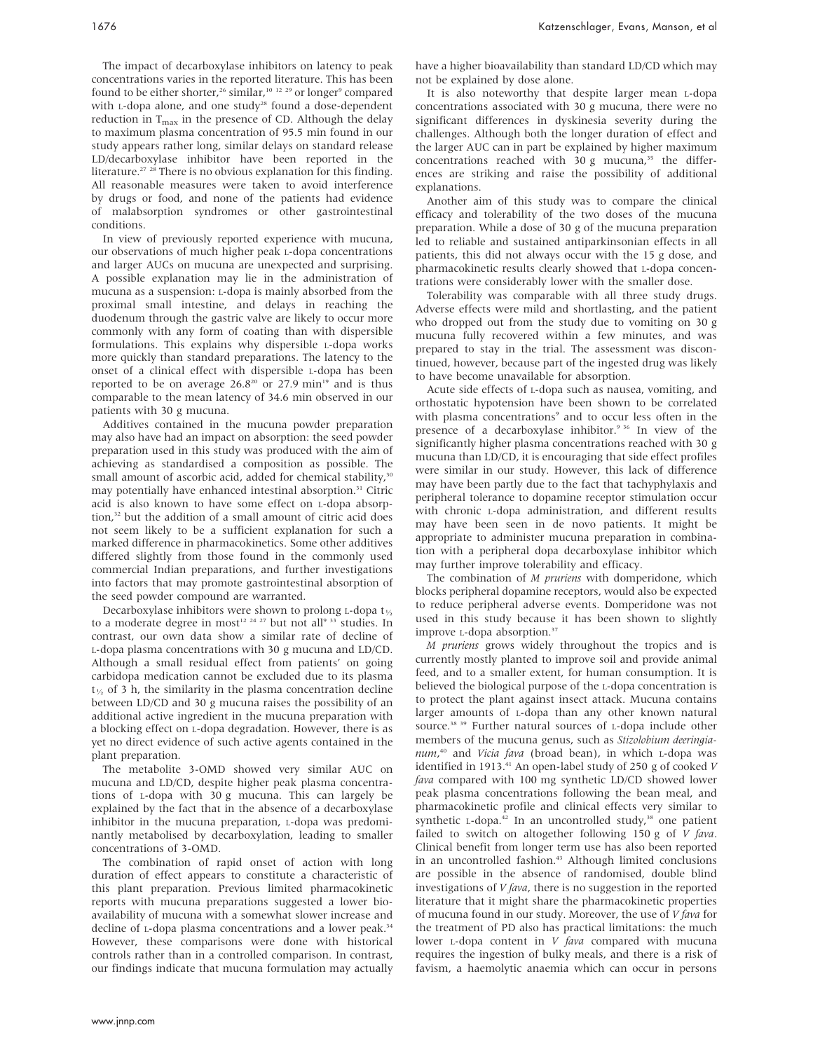The impact of decarboxylase inhibitors on latency to peak concentrations varies in the reported literature. This has been found to be either shorter,[26] similar,[10 12 29] or longer[9] compared with L-dopa alone, and one study[28] found a dose-dependent reduction in $T_{max}$ in the presence of CD. Although the delay to maximum plasma concentration of 95.5 min found in our study appears rather long, similar delays on standard release LD/decarboxylase inhibitor have been reported in the literature.[27 28] There is no obvious explanation for this finding. All reasonable measures were taken to avoid interference by drugs or food, and none of the patients had evidence of malabsorption syndromes or other gastrointestinal conditions.

In view of previously reported experience with mucuna, our observations of much higher peak L-dopa concentrations and larger AUCs on mucuna are unexpected and surprising. A possible explanation may lie in the administration of mucuna as a suspension: L-dopa is mainly absorbed from the proximal small intestine, and delays in reaching the duodenum through the gastric valve are likely to occur more commonly with any form of coating than with dispersible formulations. This explains why dispersible L-dopa works more quickly than standard preparations. The latency to the onset of a clinical effect with dispersible L-dopa has been reported to be on average 26.8[20] or 27.9 min[19] and is thus comparable to the mean latency of 34.6 min observed in our patients with 30 g mucuna.

Additives contained in the mucuna powder preparation may also have had an impact on absorption: the seed powder preparation used in this study was produced with the aim of achieving as standardised a composition as possible. The small amount of ascorbic acid, added for chemical stability,[30] may potentially have enhanced intestinal absorption.[31] Citric acid is also known to have some effect on L-dopa absorption,[32] but the addition of a small amount of citric acid does not seem likely to be a sufficient explanation for such a marked difference in pharmacokinetics. Some other additives differed slightly from those found in the commonly used commercial Indian preparations, and further investigations into factors that may promote gastrointestinal absorption of the seed powder compound are warranted.

Decarboxylase inhibitors were shown to prolong L-dopa $t_{1/2}$ to a moderate degree in most[12 24 27] but not all[9 33] studies. In contrast, our own data show a similar rate of decline of L-dopa plasma concentrations with 30 g mucuna and LD/CD. Although a small residual effect from patients' on going carbidopa medication cannot be excluded due to its plasma $t_{1/2}$ of 3 h, the similarity in the plasma concentration decline between LD/CD and 30 g mucuna raises the possibility of an additional active ingredient in the mucuna preparation with a blocking effect on L-dopa degradation. However, there is as yet no direct evidence of such active agents contained in the plant preparation.

The metabolite 3-OMD showed very similar AUC on mucuna and LD/CD, despite higher peak plasma concentrations of L-dopa with 30 g mucuna. This can largely be explained by the fact that in the absence of a decarboxylase inhibitor in the mucuna preparation, L-dopa was predominantly metabolised by decarboxylation, leading to smaller concentrations of 3-OMD.

The combination of rapid onset of action with long duration of effect appears to constitute a characteristic of this plant preparation. Previous limited pharmacokinetic reports with mucuna preparations suggested a lower bioavailability of mucuna with a somewhat slower increase and decline of L-dopa plasma concentrations and a lower peak.[34] However, these comparisons were done with historical controls rather than in a controlled comparison. In contrast, our findings indicate that mucuna formulation may actually have a higher bioavailability than standard LD/CD which may not be explained by dose alone.

It is also noteworthy that despite larger mean L-dopa concentrations associated with 30 g mucuna, there were no significant differences in dyskinesia severity during the challenges. Although both the longer duration of effect and the larger AUC can in part be explained by higher maximum concentrations reached with 30 g mucuna,[35] the differences are striking and raise the possibility of additional explanations.

Another aim of this study was to compare the clinical efficacy and tolerability of the two doses of the mucuna preparation. While a dose of 30 g of the mucuna preparation led to reliable and sustained antiparkinsonian effects in all patients, this did not always occur with the 15 g dose, and pharmacokinetic results clearly showed that L-dopa concentrations were considerably lower with the smaller dose.

Tolerability was comparable with all three study drugs. Adverse effects were mild and shortlasting, and the patient who dropped out from the study due to vomiting on 30 g mucuna fully recovered within a few minutes, and was prepared to stay in the trial. The assessment was discontinued, however, because part of the ingested drug was likely to have become unavailable for absorption.

Acute side effects of L-dopa such as nausea, vomiting, and orthostatic hypotension have been shown to be correlated with plasma concentrations[9] and to occur less often in the presence of a decarboxylase inhibitor.[9 36] In view of the significantly higher plasma concentrations reached with 30 g mucuna than LD/CD, it is encouraging that side effect profiles were similar in our study. However, this lack of difference may have been partly due to the fact that tachyphylaxis and peripheral tolerance to dopamine receptor stimulation occur with chronic L-dopa administration, and different results may have been seen in de novo patients. It might be appropriate to administer mucuna preparation in combination with a peripheral dopa decarboxylase inhibitor which may further improve tolerability and efficacy.

The combination of *M pruriens* with domperidone, which blocks peripheral dopamine receptors, would also be expected to reduce peripheral adverse events. Domperidone was not used in this study because it has been shown to slightly improve L-dopa absorption.[37]

*M pruriens* grows widely throughout the tropics and is currently mostly planted to improve soil and provide animal feed, and to a smaller extent, for human consumption. It is believed the biological purpose of the L-dopa concentration is to protect the plant against insect attack. Mucuna contains larger amounts of L-dopa than any other known natural source.[38 39] Further natural sources of L-dopa include other members of the mucuna genus, such as *Stizolobium deeringianum*,[40] and *Vicia fava* (broad bean), in which L-dopa was identified in 1913.[41] An open-label study of 250 g of cooked *V fava* compared with 100 mg synthetic LD/CD showed lower peak plasma concentrations following the bean meal, and pharmacokinetic profile and clinical effects very similar to synthetic L-dopa.[42] In an uncontrolled study,[38] one patient failed to switch on altogether following 150 g of *V fava*. Clinical benefit from longer term use has also been reported in an uncontrolled fashion.[43] Although limited conclusions are possible in the absence of randomised, double blind investigations of *V fava*, there is no suggestion in the reported literature that it might share the pharmacokinetic properties of mucuna found in our study. Moreover, the use of *V fava* for the treatment of PD also has practical limitations: the much lower L-dopa content in *V fava* compared with mucuna requires the ingestion of bulky meals, and there is a risk of favism, a haemolytic anaemia which can occur in persons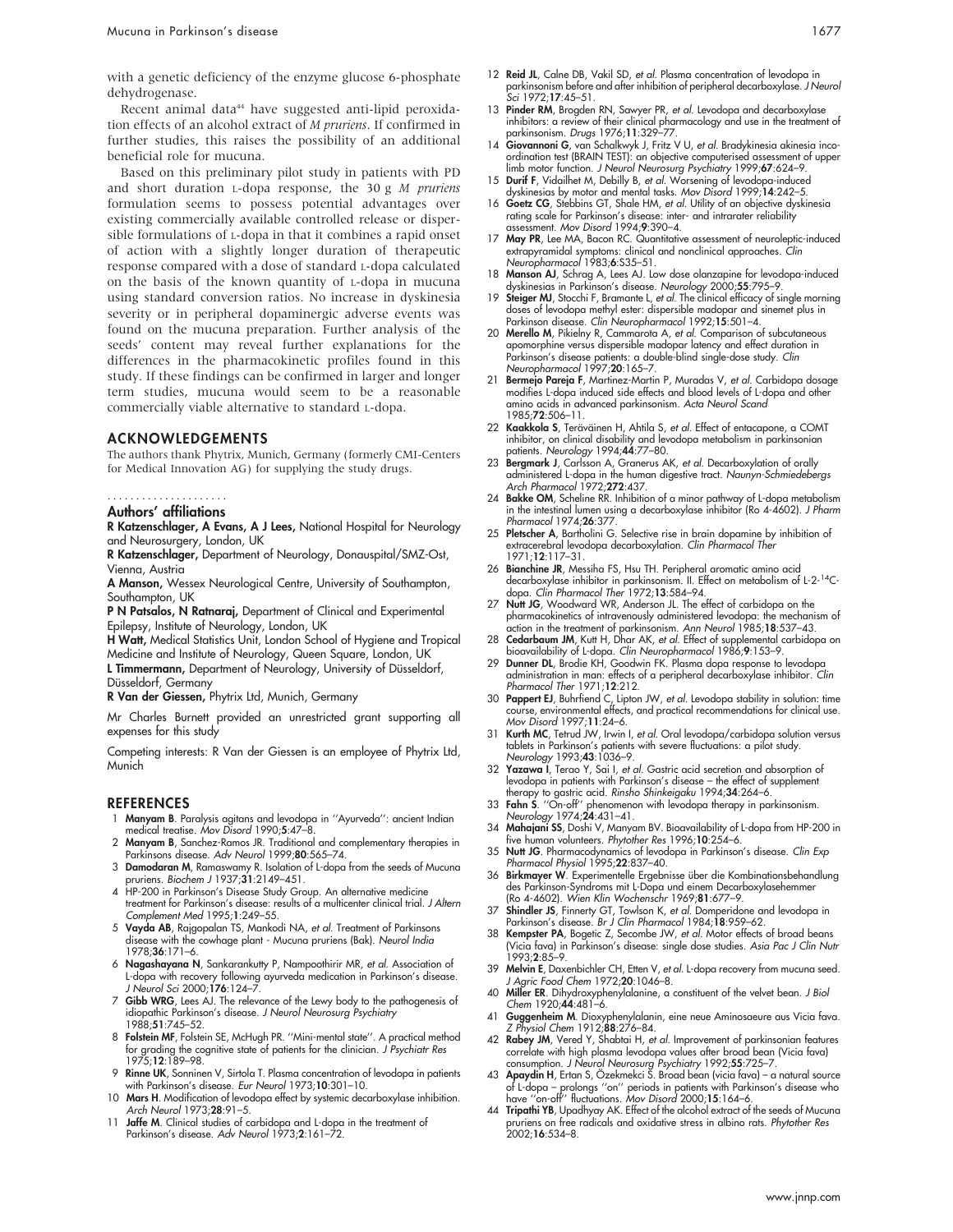with a genetic deficiency of the enzyme glucose 6-phosphate dehydrogenase.

Recent animal data[44] have suggested anti-lipid peroxidation effects of an alcohol extract of *M pruriens*. If confirmed in further studies, this raises the possibility of an additional beneficial role for mucuna.

Based on this preliminary pilot study in patients with PD and short duration L-dopa response, the 30 g *M pruriens* formulation seems to possess potential advantages over existing commercially available controlled release or dispersible formulations of L-dopa in that it combines a rapid onset of action with a slightly longer duration of therapeutic response compared with a dose of standard L-dopa calculated on the basis of the known quantity of L-dopa in mucuna using standard conversion ratios. No increase in dyskinesia severity or in peripheral dopaminergic adverse events was found on the mucuna preparation. Further analysis of the seeds' content may reveal further explanations for the differences in the pharmacokinetic profiles found in this study. If these findings can be confirmed in larger and longer term studies, mucuna would seem to be a reasonable commercially viable alternative to standard L-dopa.

## ACKNOWLEDGEMENTS

The authors thank Phytrix, Munich, Germany (formerly CMI-Centers for Medical Innovation AG) for supplying the study drugs.

### Authors' affiliations

**R Katzenschlager, A Evans, A J Lees,** National Hospital for Neurology and Neurosurgery, London, UK

**R Katzenschlager,** Department of Neurology, Donauspital/SMZ-Ost, Vienna, Austria

**A Manson,** Wessex Neurological Centre, University of Southampton, Southampton, UK

**P N Patsalos, N Ratnaraj,** Department of Clinical and Experimental Epilepsy, Institute of Neurology, London, UK

**H Watt,** Medical Statistics Unit, London School of Hygiene and Tropical Medicine and Institute of Neurology, Queen Square, London, UK

**L Timmermann,** Department of Neurology, University of Düsseldorf, Düsseldorf, Germany

**R Van der Giessen,** Phytrix Ltd, Munich, Germany

Mr Charles Burnett provided an unrestricted grant supporting all expenses for this study

Competing interests: R Van der Giessen is an employee of Phytrix Ltd, Munich

## REFERENCES

1. **Manyam B**. Paralysis agitans and levodopa in "Ayurveda": ancient Indian medical treatise. *Mov Disord* 1990;**5**:47–8.
2. **Manyam B**, Sanchez-Ramos JR. Traditional and complementary therapies in Parkinsons disease. *Adv Neurol* 1999;**80**:565–74.
3. **Damodaran M**, Ramaswamy R. Isolation of L-dopa from the seeds of Mucuna pruriens. *Biochem J* 1937;**31**:2149–451.
4. HP-200 in Parkinson's Disease Study Group. An alternative medicine treatment for Parkinson's disease: results of a multicenter clinical trial. *J Altern Complement Med* 1995;**1**:249–55.
5. **Vayda AB**, Rajgopalan TS, Mankodi NA, *et al*. Treatment of Parkinsons disease with the cowhage plant - Mucuna pruriens (Bak). *Neurol India* 1978;**36**:171–6.
6. **Nagashayana N**, Sankarankutty P, Nampoothirir MR, *et al*. Association of L-dopa with recovery following ayurveda medication in Parkinson's disease. *J Neurol Sci* 2000;**176**:124–7.
7. **Gibb WRG**, Lees AJ. The relevance of the Lewy body to the pathogenesis of idiopathic Parkinson's disease. *J Neurol Neurosurg Psychiatry* 1988;**51**:745–52.
8. **Folstein MF**, Folstein SE, McHugh PR. "Mini-mental state". A practical method for grading the cognitive state of patients for the clinician. *J Psychiatr Res* 1975;**12**:189–98.
9. **Rinne UK**, Sonninen V, Sirtola T. Plasma concentration of levodopa in patients with Parkinson's disease. *Eur Neurol* 1973;**10**:301–10.
10. **Mars H**. Modification of levodopa effect by systemic decarboxylase inhibition. *Arch Neurol* 1973;**28**:91–5.
11. **Jaffe M**. Clinical studies of carbidopa and L-dopa in the treatment of Parkinson's disease. *Adv Neurol* 1973;**2**:161–72.
12. **Reid JL**, Calne DB, Vakil SD, *et al*. Plasma concentration of levodopa in parkinsonism before and after inhibition of peripheral decarboxylase. *J Neurol Sci* 1972;**17**:45–51.
13. **Pinder RM**, Brogden RN, Sawyer PR, *et al*. Levodopa and decarboxylase inhibitors: a review of their clinical pharmacology and use in the treatment of parkinsonism. *Drugs* 1976;**11**:329–77.
14. **Giovannoni G**, van Schalkwyk J, Fritz V U, *et al*. Bradykinesia akinesia incoordination test (BRAIN TEST): an objective computerised assessment of upper limb motor function. *J Neurol Neurosurg Psychiatry* 1999;**67**:624–9.
15. **Durif F**, Vidailhet M, Debilly B, *et al*. Worsening of levodopa-induced dyskinesias by motor and mental tasks. *Mov Disord* 1999;**14**:242–5.
16. **Goetz CG**, Stebbins GT, Shale HM, *et al*. Utility of an objective dyskinesia rating scale for Parkinson's disease: inter- and intrarater reliability assessment. *Mov Disord* 1994;**9**:390–4.
17. **May PR**, Lee MA, Bacon RC. Quantitative assessment of neuroleptic-induced extrapyramidal symptoms: clinical and nonclinical approaches. *Clin Neuropharmacol* 1983;**6**:S35–51.
18. **Manson AJ**, Schrag A, Lees AJ. Low dose olanzapine for levodopa-induced dyskinesias in Parkinson's disease. *Neurology* 2000;**55**:795–9.
19. **Steiger MJ**, Stocchi F, Bramante L, *et al*. The clinical efficacy of single morning doses of levodopa methyl ester: dispersible madopar and sinemet plus in Parkinson disease. *Clin Neuropharmacol* 1992;**15**:501–4.
20. **Merello M**, Pikielny R, Cammarota A, *et al*. Comparison of subcutaneous apomorphine versus dispersible madopar latency and effect duration in Parkinson's disease patients: a double-blind single-dose study. *Clin Neuropharmacol* 1997;**20**:165–7.
21. **Bermejo Pareja F**, Martinez-Martin P, Muradas V, *et al*. Carbidopa dosage modifies L-dopa induced side effects and blood levels of L-dopa and other amino acids in advanced parkinsonism. *Acta Neurol Scand* 1985;**72**:506–11.
22. **Kaakkola S**, Teräväinen H, Ahtila S, *et al*. Effect of entacapone, a COMT inhibitor, on clinical disability and levodopa metabolism in parkinsonian patients. *Neurology* 1994;**44**:77–80.
23. **Bergmark J**, Carlsson A, Granerus AK, *et al*. Decarboxylation of orally administered L-dopa in the human digestive tract. *Naunyn-Schmiedebergs Arch Pharmacol* 1972;**272**:437.
24. **Bakke OM**, Scheline RR. Inhibition of a minor pathway of L-dopa metabolism in the intestinal lumen using a decarboxylase inhibitor (Ro 4-4602). *J Pharm Pharmacol* 1974;**26**:377.
25. **Pletscher A**, Bartholini G. Selective rise in brain dopamine by inhibition of extracerebral levodopa decarboxylation. *Clin Pharmacol Ther* 1971;**12**:117–31.
26. **Bianchine JR**, Messiha FS, Hsu TH. Peripheral aromatic amino acid decarboxylase inhibitor in parkinsonism. II. Effect on metabolism of L-2-$^{14}$C-dopa. *Clin Pharmacol Ther* 1972;**13**:584–94.
27. **Nutt JG**, Woodward WR, Anderson JL. The effect of carbidopa on the pharmacokinetics of intravenously administered levodopa: the mechanism of action in the treatment of parkinsonism. *Ann Neurol* 1985;**18**:537–43.
28. **Cedarbaum JM**, Kutt H, Dhar AK, *et al*. Effect of supplemental carbidopa on bioavailability of L-dopa. *Clin Neuropharmacol* 1986;**9**:153–9.
29. **Dunner DL**, Brodie KH, Goodwin FK. Plasma dopa response to levodopa administration in man: effects of a peripheral decarboxylase inhibitor. *Clin Pharmacol Ther* 1971;**12**:212.
30. **Pappert EJ**, Buhrfiend C, Lipton JW, *et al*. Levodopa stability in solution: time course, environmental effects, and practical recommendations for clinical use. *Mov Disord* 1997;**11**:24–6.
31. **Kurth MC**, Tetrud JW, Irwin I, *et al*. Oral levodopa/carbidopa solution versus tablets in Parkinson's patients with severe fluctuations: a pilot study. *Neurology* 1993;**43**:1036–9.
32. **Yazawa I**, Terao Y, Sai I, *et al*. Gastric acid secretion and absorption of levodopa in patients with Parkinson's disease – the effect of supplement therapy to gastric acid. *Rinsho Shinkeigaku* 1994;**34**:264–6.
33. **Fahn S**. "On-off" phenomenon with levodopa therapy in parkinsonism. *Neurology* 1974;**24**:431–41.
34. **Mahajani SS**, Doshi V, Manyam BV. Bioavailability of L-dopa from HP-200 in five human volunteers. *Phytother Res* 1996;**10**:254–6.
35. **Nutt JG**. Pharmacodynamics of levodopa in Parkinson's disease. *Clin Exp Pharmacol Physiol* 1995;**22**:837–40.
36. **Birkmayer W**. Experimentelle Ergebnisse über die Kombinationsbehandlung des Parkinson-Syndroms mit L-Dopa und einem Decarboxylasehemmer (Ro 4-4602). *Wien Klin Wochenschr* 1969;**81**:677–9.
37. **Shindler JS**, Finnerty GT, Towlson K, *et al*. Domperidone and levodopa in Parkinson's disease. *Br J Clin Pharmacol* 1984;**18**:959–62.
38. **Kempster PA**, Bogetic Z, Secombe JW, *et al*. Motor effects of broad beans (Vicia fava) in Parkinson's disease: single dose studies. *Asia Pac J Clin Nutr* 1993;**2**:85–9.
39. **Melvin E**, Daxenbichler CH, Etten V, *et al*. L-dopa recovery from mucuna seed. *J Agric Food Chem* 1972;**20**:1046–8.
40. **Miller ER**. Dihydroxyphenylalanine, a constituent of the velvet bean. *J Biol Chem* 1920;**44**:481–6.
41. **Guggenheim M**. Dioxyphenylalanin, eine neue Aminosaeure aus Vicia fava. *Z Physiol Chem* 1912;**88**:276–84.
42. **Rabey JM**, Vered Y, Shabtai H, *et al*. Improvement of parkinsonian features correlate with high plasma levodopa values after broad bean (Vicia fava) consumption. *J Neurol Neurosurg Psychiatry* 1992;**55**:725–7.
43. **Apaydin H**, Ertan S, Özekmekci S. Broad bean (vicia fava) – a natural source of L-dopa – prolongs "on" periods in patients with Parkinson's disease who have "on-off" fluctuations. *Mov Disord* 2000;**15**:164–6.
44. **Tripathi YB**, Upadhyay AK. Effect of the alcohol extract of the seeds of Mucuna pruriens on free radicals and oxidative stress in albino rats. *Phytother Res* 2002;**16**:534–8.